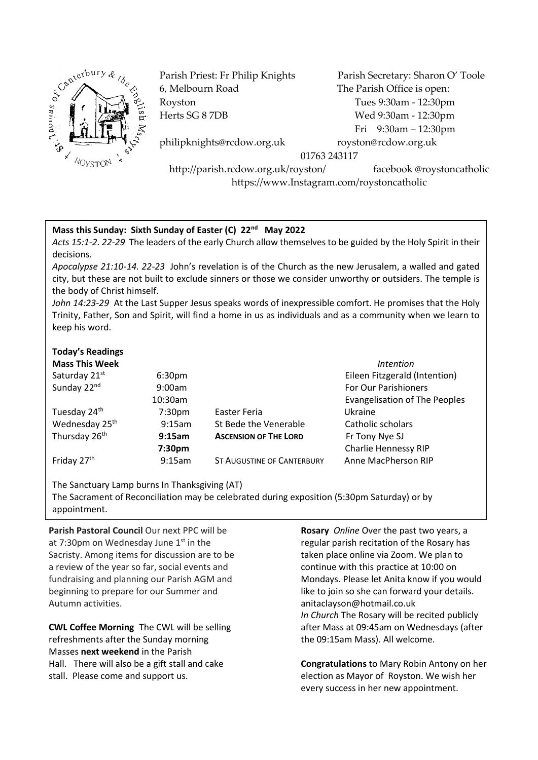Parish Priest: Fr Philip Knights
6, Melbourn Road
Royston
Herts SG 8 7DB
philipknights@rcdow.org.uk

Parish Secretary: Sharon O' Toole
The Parish Office is open:
Tues 9:30am - 12:30pm
Wed 9:30am - 12:30pm
Fri 9:30am – 12:30pm
royston@rcdow.org.uk

01763 243117

http://parish.rcdow.org.uk/royston/ facebook @roystoncatholic
https://www.Instagram.com/roystoncatholic

**Mass this Sunday: Sixth Sunday of Easter (C) 22nd May 2022**

*Acts 15:1-2. 22-29* The leaders of the early Church allow themselves to be guided by the Holy Spirit in their decisions.

*Apocalypse 21:10-14. 22-23* John's revelation is of the Church as the new Jerusalem, a walled and gated city, but these are not built to exclude sinners or those we consider unworthy or outsiders. The temple is the body of Christ himself.

*John 14:23-29* At the Last Supper Jesus speaks words of inexpressible comfort. He promises that the Holy Trinity, Father, Son and Spirit, will find a home in us as individuals and as a community when we learn to keep his word.

**Today's Readings**

| **Mass This Week** | | | *Intention* |
|---|---|---|---|
| Saturday 21st | 6:30pm | | Eileen Fitzgerald (Intention) |
| Sunday 22nd | 9:00am | | For Our Parishioners |
| | 10:30am | | Evangelisation of The Peoples |
| Tuesday 24th | 7:30pm | Easter Feria | Ukraine |
| Wednesday 25th | 9:15am | St Bede the Venerable | Catholic scholars |
| Thursday 26th | **9:15am** | **ASCENSION OF THE LORD** | Fr Tony Nye SJ |
| | **7:30pm** | | Charlie Hennessy RIP |
| Friday 27th | 9:15am | ST AUGUSTINE OF CANTERBURY | Anne MacPherson RIP |

The Sanctuary Lamp burns In Thanksgiving (AT)
The Sacrament of Reconciliation may be celebrated during exposition (5:30pm Saturday) or by appointment.

**Parish Pastoral Council** Our next PPC will be at 7:30pm on Wednesday June 1st in the Sacristy. Among items for discussion are to be a review of the year so far, social events and fundraising and planning our Parish AGM and beginning to prepare for our Summer and Autumn activities.

**CWL Coffee Morning** The CWL will be selling refreshments after the Sunday morning Masses **next weekend** in the Parish Hall. There will also be a gift stall and cake stall. Please come and support us.

**Rosary** *Online* Over the past two years, a regular parish recitation of the Rosary has taken place online via Zoom. We plan to continue with this practice at 10:00 on Mondays. Please let Anita know if you would like to join so she can forward your details. anitaclayson@hotmail.co.uk
*In Church* The Rosary will be recited publicly after Mass at 09:45am on Wednesdays (after the 09:15am Mass). All welcome.

**Congratulations** to Mary Robin Antony on her election as Mayor of Royston. We wish her every success in her new appointment.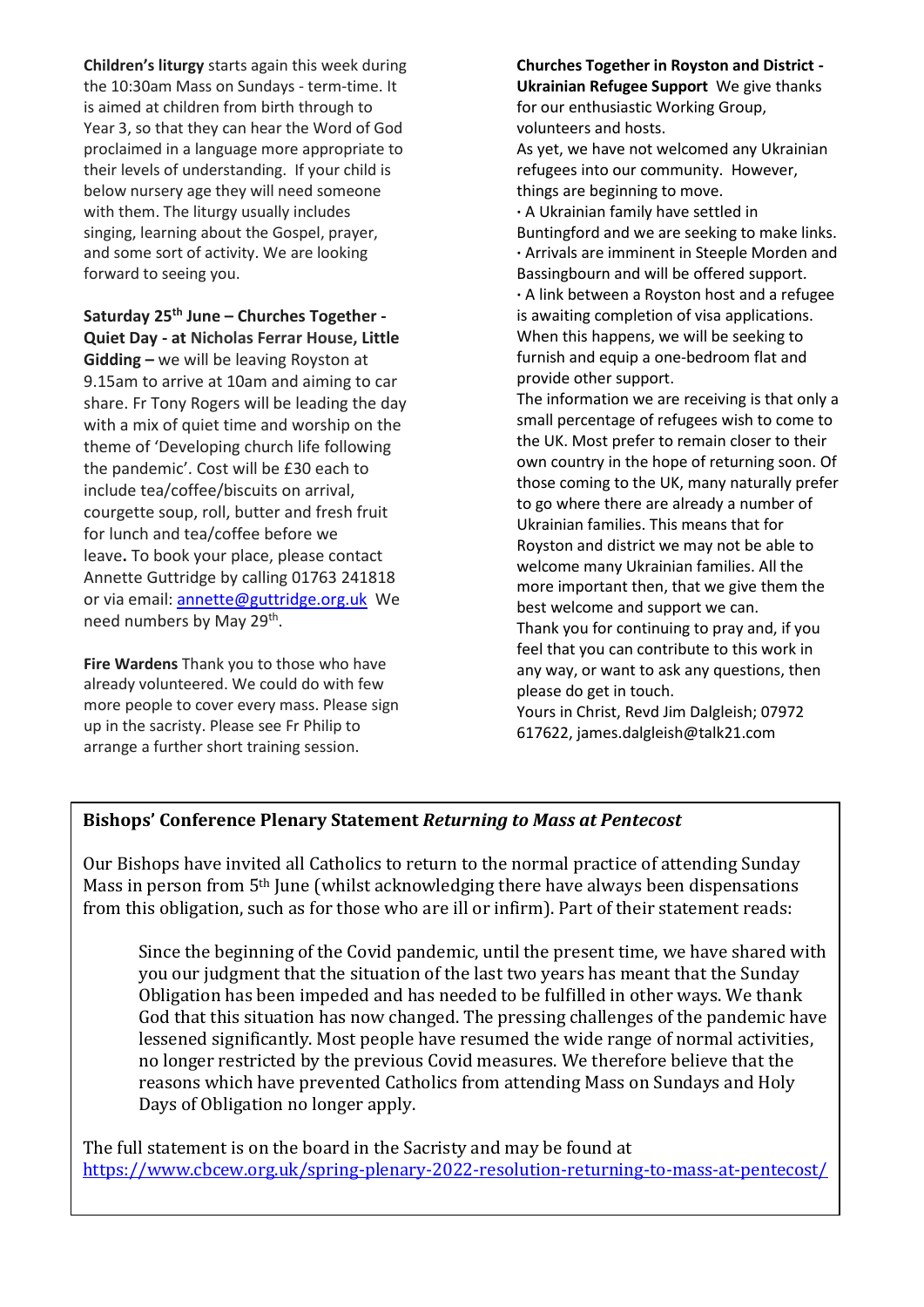**Children's liturgy** starts again this week during the 10:30am Mass on Sundays - term-time. It is aimed at children from birth through to Year 3, so that they can hear the Word of God proclaimed in a language more appropriate to their levels of understanding. If your child is below nursery age they will need someone with them. The liturgy usually includes singing, learning about the Gospel, prayer, and some sort of activity. We are looking forward to seeing you.

**Saturday 25th June – Churches Together - Quiet Day - at Nicholas Ferrar House, Little Gidding –** we will be leaving Royston at 9.15am to arrive at 10am and aiming to car share. Fr Tony Rogers will be leading the day with a mix of quiet time and worship on the theme of 'Developing church life following the pandemic'. Cost will be £30 each to include tea/coffee/biscuits on arrival, courgette soup, roll, butter and fresh fruit for lunch and tea/coffee before we leave**.** To book your place, please contact Annette Guttridge by calling 01763 241818 or via email: annette@guttridge.org.uk We need numbers by May 29th.

**Fire Wardens** Thank you to those who have already volunteered. We could do with few more people to cover every mass. Please sign up in the sacristy. Please see Fr Philip to arrange a further short training session.

**Churches Together in Royston and District - Ukrainian Refugee Support** We give thanks for our enthusiastic Working Group, volunteers and hosts.

As yet, we have not welcomed any Ukrainian refugees into our community. However, things are beginning to move.

- A Ukrainian family have settled in Buntingford and we are seeking to make links.
- Arrivals are imminent in Steeple Morden and Bassingbourn and will be offered support.
- A link between a Royston host and a refugee is awaiting completion of visa applications. When this happens, we will be seeking to furnish and equip a one-bedroom flat and provide other support.

The information we are receiving is that only a small percentage of refugees wish to come to the UK. Most prefer to remain closer to their own country in the hope of returning soon. Of those coming to the UK, many naturally prefer to go where there are already a number of Ukrainian families. This means that for Royston and district we may not be able to welcome many Ukrainian families. All the more important then, that we give them the best welcome and support we can.

Thank you for continuing to pray and, if you feel that you can contribute to this work in any way, or want to ask any questions, then please do get in touch.

Yours in Christ, Revd Jim Dalgleish; 07972 617622, james.dalgleish@talk21.com

**Bishops' Conference Plenary Statement *Returning to Mass at Pentecost***

Our Bishops have invited all Catholics to return to the normal practice of attending Sunday Mass in person from 5th June (whilst acknowledging there have always been dispensations from this obligation, such as for those who are ill or infirm). Part of their statement reads:

> Since the beginning of the Covid pandemic, until the present time, we have shared with you our judgment that the situation of the last two years has meant that the Sunday Obligation has been impeded and has needed to be fulfilled in other ways. We thank God that this situation has now changed. The pressing challenges of the pandemic have lessened significantly. Most people have resumed the wide range of normal activities, no longer restricted by the previous Covid measures. We therefore believe that the reasons which have prevented Catholics from attending Mass on Sundays and Holy Days of Obligation no longer apply.

The full statement is on the board in the Sacristy and may be found at https://www.cbcew.org.uk/spring-plenary-2022-resolution-returning-to-mass-at-pentecost/